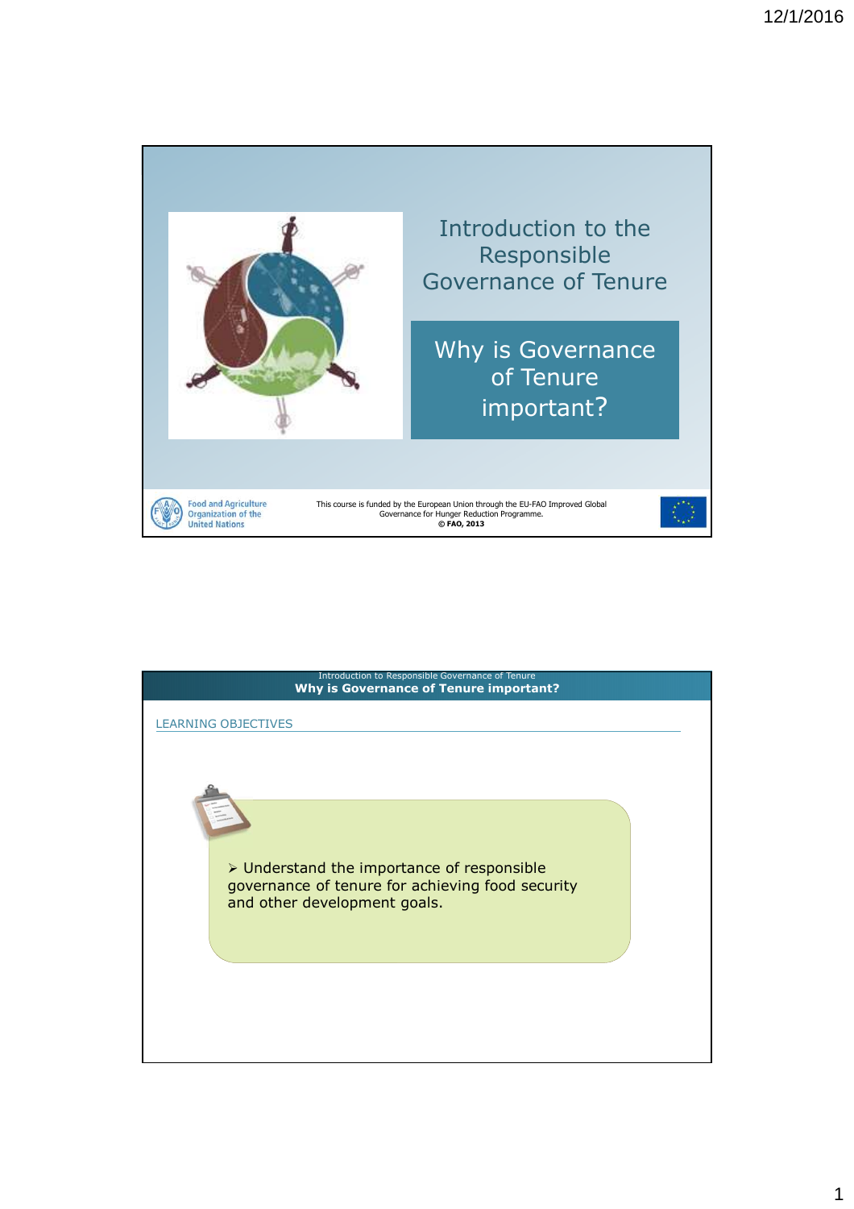# Introduction to the Responsible Governance of Tenure

## Why is Governance of Tenure important?

Food and Agriculture Organization of the United Nations

This course is funded by the European Union through the EU-FAO Improved Global Governance for Hunger Reduction Programme.
**© FAO, 2013**

---

Introduction to Responsible Governance of Tenure
**Why is Governance of Tenure important?**

## LEARNING OBJECTIVES

- Understand the importance of responsible governance of tenure for achieving food security and other development goals.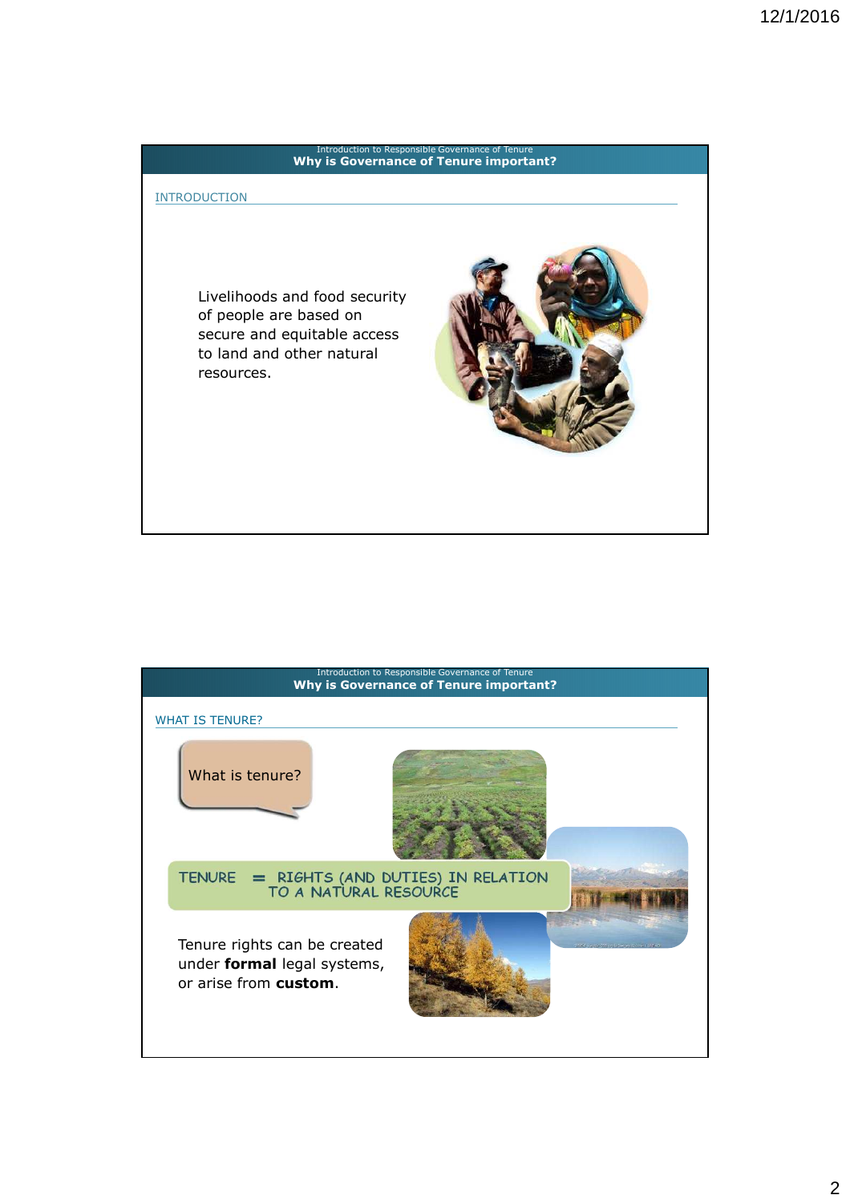Introduction to Responsible Governance of Tenure

## Why is Governance of Tenure important?

### INTRODUCTION

Livelihoods and food security of people are based on secure and equitable access to land and other natural resources.

Introduction to Responsible Governance of Tenure

## Why is Governance of Tenure important?

### WHAT IS TENURE?

What is tenure?

TENURE = RIGHTS (AND DUTIES) IN RELATION TO A NATURAL RESOURCE

Tenure rights can be created under **formal** legal systems, or arise from **custom**.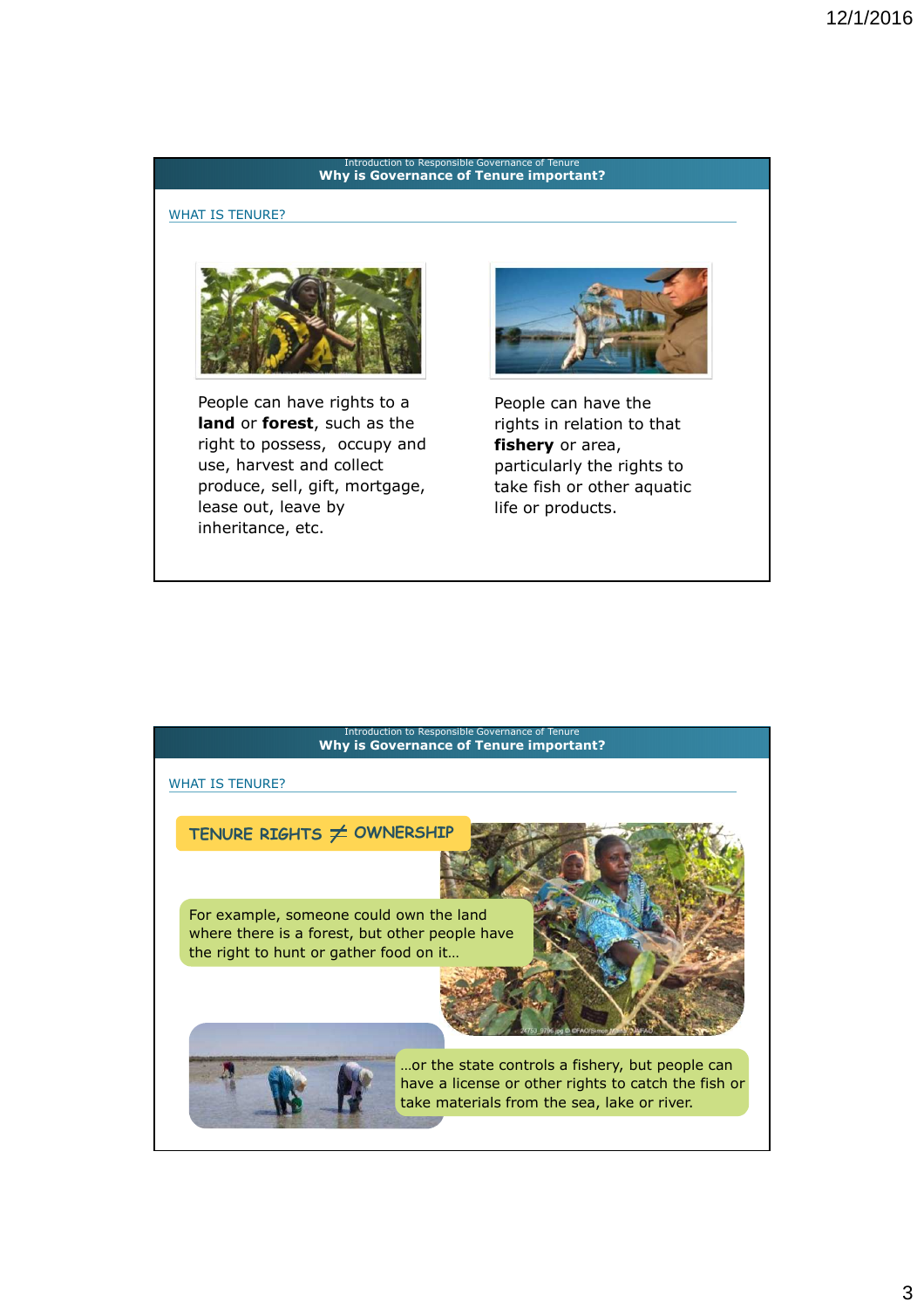Introduction to Responsible Governance of Tenure

## Why is Governance of Tenure important?

### WHAT IS TENURE?

People can have rights to a **land** or **forest**, such as the right to possess, occupy and use, harvest and collect produce, sell, gift, mortgage, lease out, leave by inheritance, etc.

People can have the rights in relation to that **fishery** or area, particularly the rights to take fish or other aquatic life or products.

Introduction to Responsible Governance of Tenure

## Why is Governance of Tenure important?

### WHAT IS TENURE?

**TENURE RIGHTS ≠ OWNERSHIP**

For example, someone could own the land where there is a forest, but other people have the right to hunt or gather food on it…

…or the state controls a fishery, but people can have a license or other rights to catch the fish or take materials from the sea, lake or river.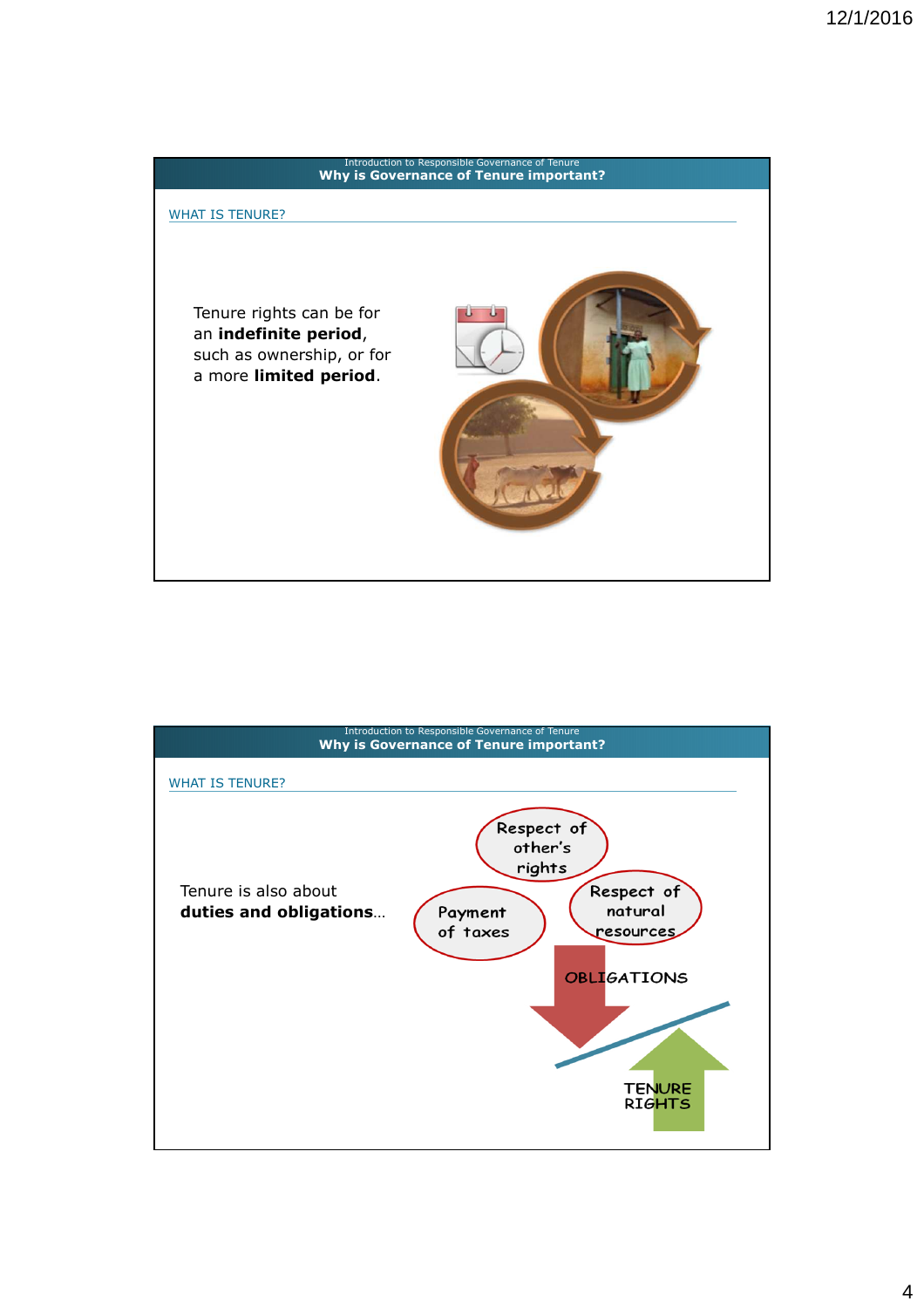Introduction to Responsible Governance of Tenure

## Why is Governance of Tenure important?

### WHAT IS TENURE?

Tenure rights can be for an **indefinite period**, such as ownership, or for a more **limited period**.

---

Introduction to Responsible Governance of Tenure

## Why is Governance of Tenure important?

### WHAT IS TENURE?

Tenure is also about **duties and obligations**…

Respect of other's rights

Payment of taxes

Respect of natural resources

OBLIGATIONS

TENURE RIGHTS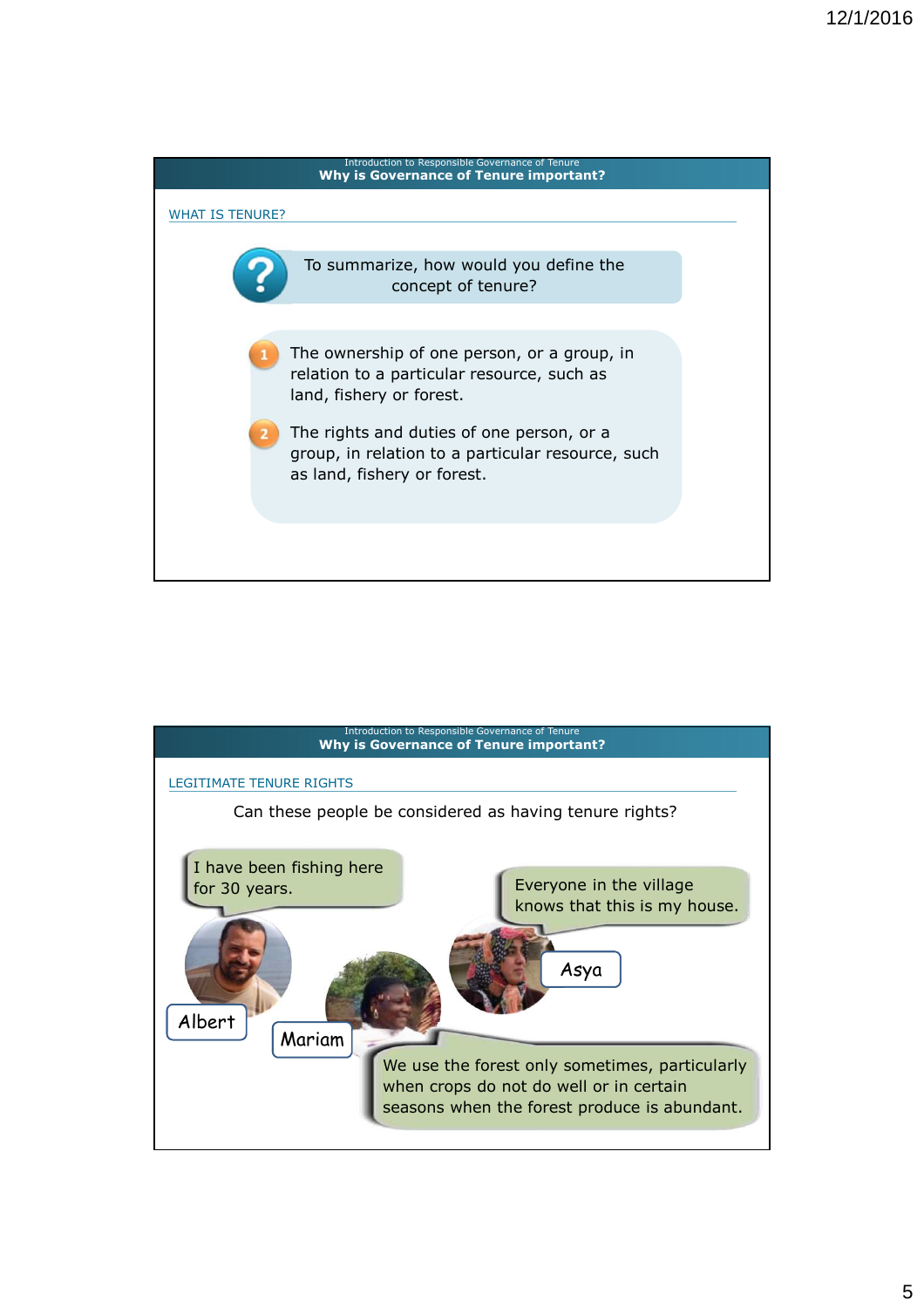Introduction to Responsible Governance of Tenure

## Why is Governance of Tenure important?

### WHAT IS TENURE?

To summarize, how would you define the concept of tenure?

1. The ownership of one person, or a group, in relation to a particular resource, such as land, fishery or forest.
2. The rights and duties of one person, or a group, in relation to a particular resource, such as land, fishery or forest.

Introduction to Responsible Governance of Tenure

## Why is Governance of Tenure important?

### LEGITIMATE TENURE RIGHTS

Can these people be considered as having tenure rights?

**Albert:** I have been fishing here for 30 years.

**Asya:** Everyone in the village knows that this is my house.

**Mariam:** We use the forest only sometimes, particularly when crops do not do well or in certain seasons when the forest produce is abundant.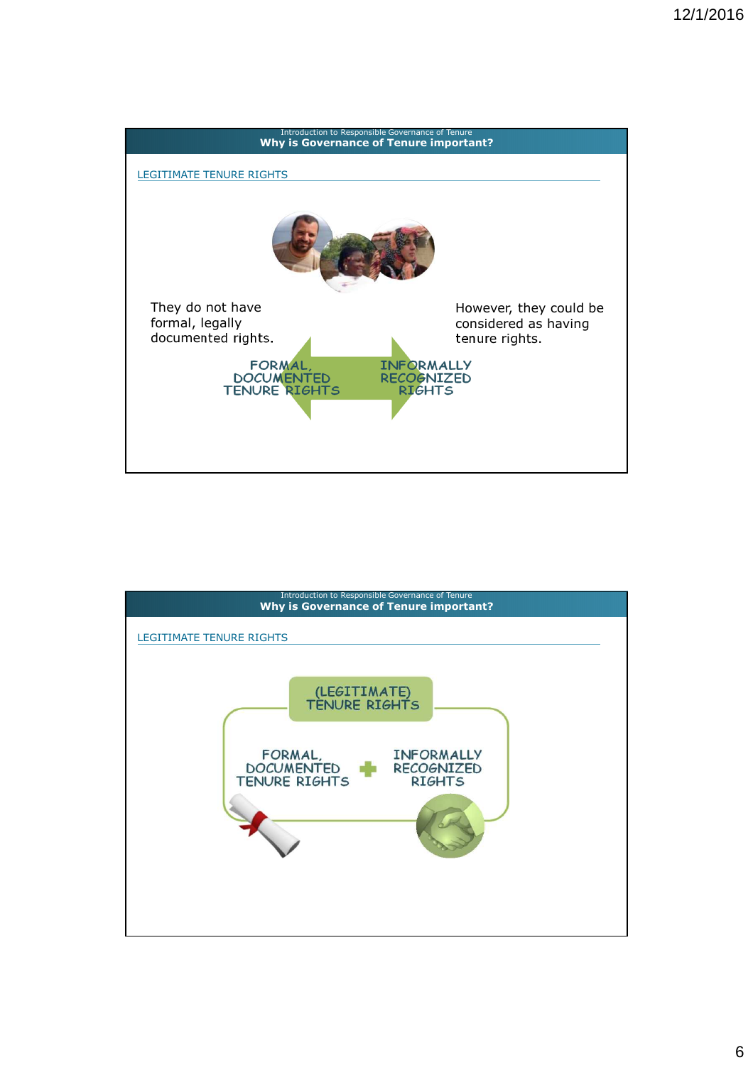Introduction to Responsible Governance of Tenure

## Why is Governance of Tenure important?

### LEGITIMATE TENURE RIGHTS

They do not have formal, legally documented rights.

However, they could be considered as having tenure rights.

FORMAL, DOCUMENTED TENURE RIGHTS

INFORMALLY RECOGNIZED RIGHTS

Introduction to Responsible Governance of Tenure

## Why is Governance of Tenure important?

### LEGITIMATE TENURE RIGHTS

(LEGITIMATE) TENURE RIGHTS

FORMAL, DOCUMENTED TENURE RIGHTS + INFORMALLY RECOGNIZED RIGHTS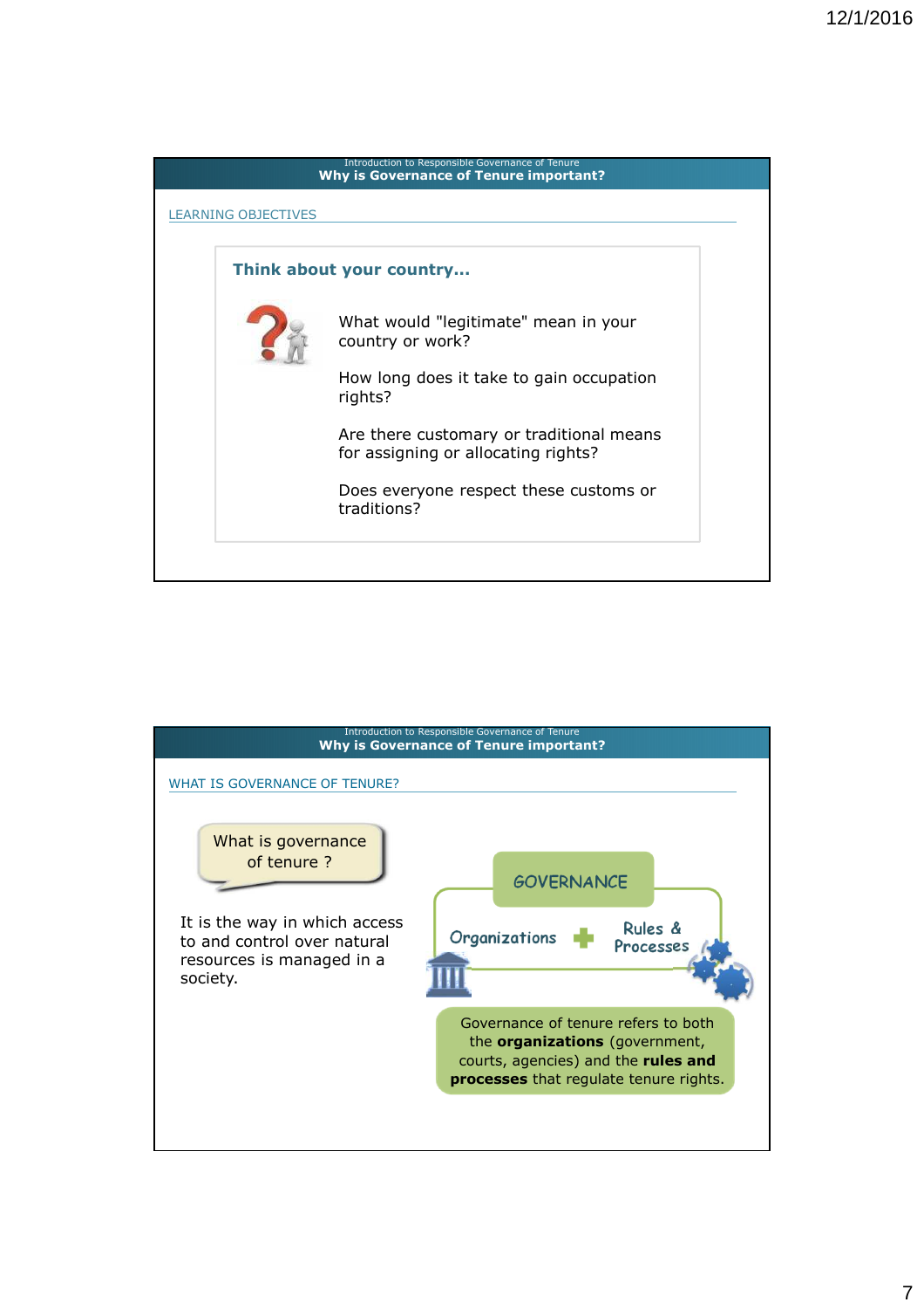Introduction to Responsible Governance of Tenure

## Why is Governance of Tenure important?

LEARNING OBJECTIVES

### Think about your country…

What would "legitimate" mean in your country or work?

How long does it take to gain occupation rights?

Are there customary or traditional means for assigning or allocating rights?

Does everyone respect these customs or traditions?

---

Introduction to Responsible Governance of Tenure

## Why is Governance of Tenure important?

WHAT IS GOVERNANCE OF TENURE?

What is governance of tenure ?

It is the way in which access to and control over natural resources is managed in a society.

GOVERNANCE

Organizations + Rules & Processes

Governance of tenure refers to both the **organizations** (government, courts, agencies) and the **rules and processes** that regulate tenure rights.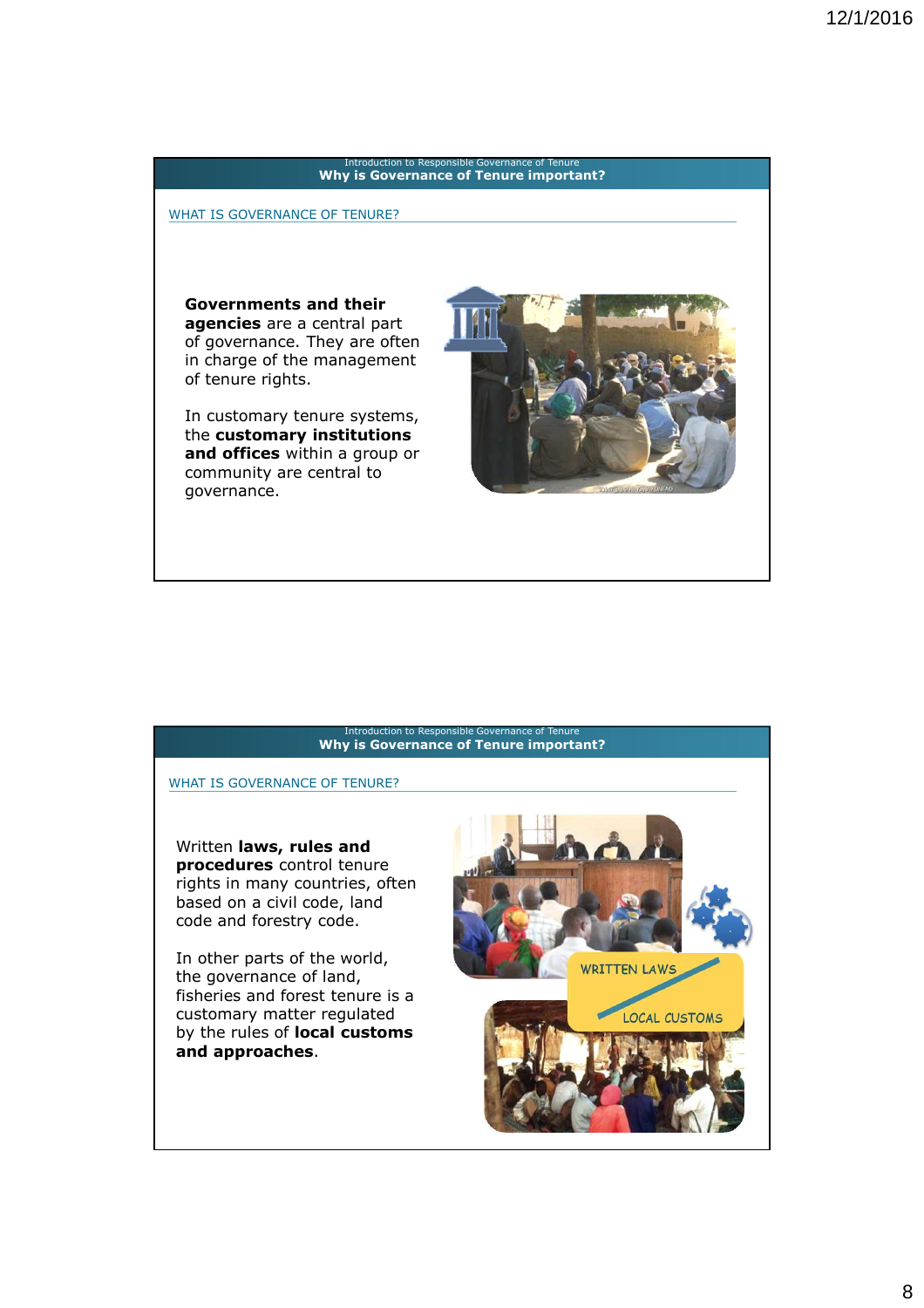Introduction to Responsible Governance of Tenure

## Why is Governance of Tenure important?

### WHAT IS GOVERNANCE OF TENURE?

**Governments and their agencies** are a central part of governance. They are often in charge of the management of tenure rights.

In customary tenure systems, the **customary institutions and offices** within a group or community are central to governance.

---

Introduction to Responsible Governance of Tenure

## Why is Governance of Tenure important?

### WHAT IS GOVERNANCE OF TENURE?

Written **laws, rules and procedures** control tenure rights in many countries, often based on a civil code, land code and forestry code.

In other parts of the world, the governance of land, fisheries and forest tenure is a customary matter regulated by the rules of **local customs and approaches**.

WRITTEN LAWS

LOCAL CUSTOMS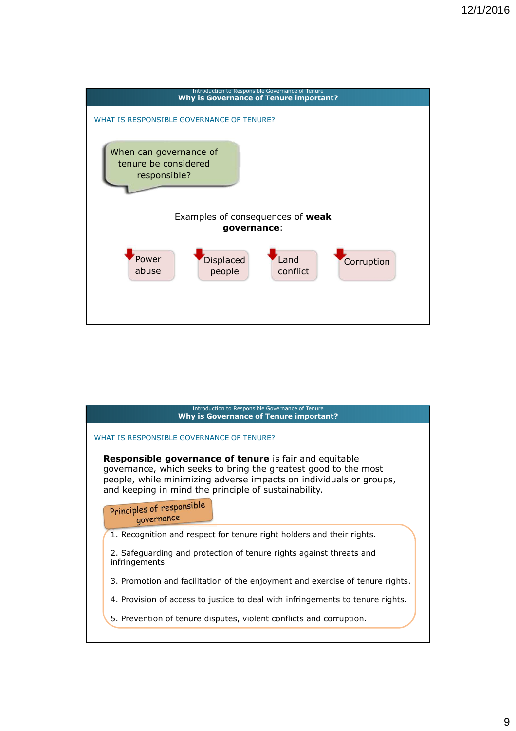Introduction to Responsible Governance of Tenure

## Why is Governance of Tenure important?

### WHAT IS RESPONSIBLE GOVERNANCE OF TENURE?

When can governance of tenure be considered responsible?

Examples of consequences of **weak governance**:

- Power abuse
- Displaced people
- Land conflict
- Corruption

Introduction to Responsible Governance of Tenure

## Why is Governance of Tenure important?

### WHAT IS RESPONSIBLE GOVERNANCE OF TENURE?

**Responsible governance of tenure** is fair and equitable governance, which seeks to bring the greatest good to the most people, while minimizing adverse impacts on individuals or groups, and keeping in mind the principle of sustainability.

Principles of responsible governance

1. Recognition and respect for tenure right holders and their rights.
2. Safeguarding and protection of tenure rights against threats and infringements.
3. Promotion and facilitation of the enjoyment and exercise of tenure rights.
4. Provision of access to justice to deal with infringements to tenure rights.
5. Prevention of tenure disputes, violent conflicts and corruption.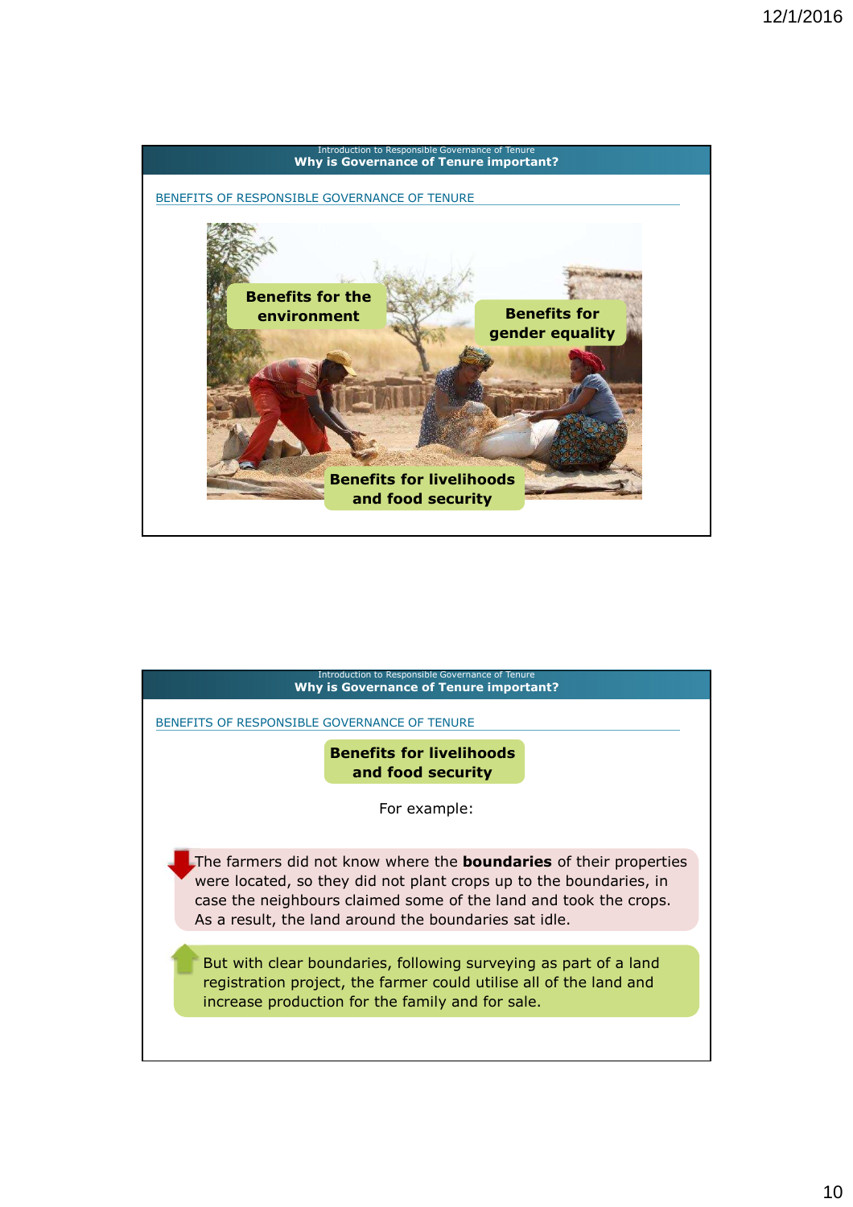Introduction to Responsible Governance of Tenure

## Why is Governance of Tenure important?

BENEFITS OF RESPONSIBLE GOVERNANCE OF TENURE

Benefits for the environment

Benefits for gender equality

Benefits for livelihoods and food security

---

Introduction to Responsible Governance of Tenure

## Why is Governance of Tenure important?

BENEFITS OF RESPONSIBLE GOVERNANCE OF TENURE

**Benefits for livelihoods and food security**

For example:

The farmers did not know where the **boundaries** of their properties were located, so they did not plant crops up to the boundaries, in case the neighbours claimed some of the land and took the crops. As a result, the land around the boundaries sat idle.

But with clear boundaries, following surveying as part of a land registration project, the farmer could utilise all of the land and increase production for the family and for sale.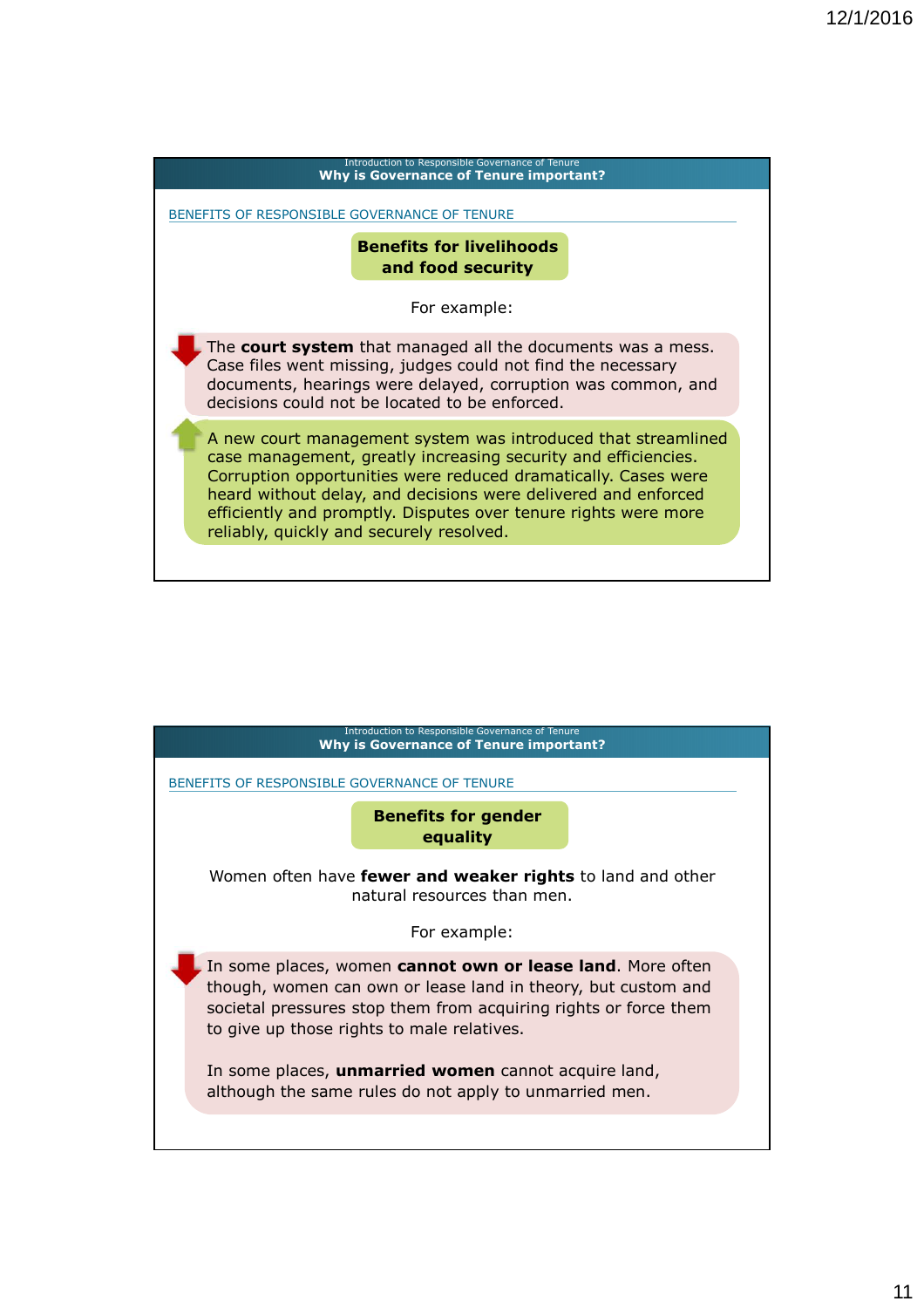Introduction to Responsible Governance of Tenure

## Why is Governance of Tenure important?

BENEFITS OF RESPONSIBLE GOVERNANCE OF TENURE

**Benefits for livelihoods and food security**

For example:

The **court system** that managed all the documents was a mess. Case files went missing, judges could not find the necessary documents, hearings were delayed, corruption was common, and decisions could not be located to be enforced.

A new court management system was introduced that streamlined case management, greatly increasing security and efficiencies. Corruption opportunities were reduced dramatically. Cases were heard without delay, and decisions were delivered and enforced efficiently and promptly. Disputes over tenure rights were more reliably, quickly and securely resolved.

Introduction to Responsible Governance of Tenure

## Why is Governance of Tenure important?

BENEFITS OF RESPONSIBLE GOVERNANCE OF TENURE

**Benefits for gender equality**

Women often have **fewer and weaker rights** to land and other natural resources than men.

For example:

In some places, women **cannot own or lease land**. More often though, women can own or lease land in theory, but custom and societal pressures stop them from acquiring rights or force them to give up those rights to male relatives.

In some places, **unmarried women** cannot acquire land, although the same rules do not apply to unmarried men.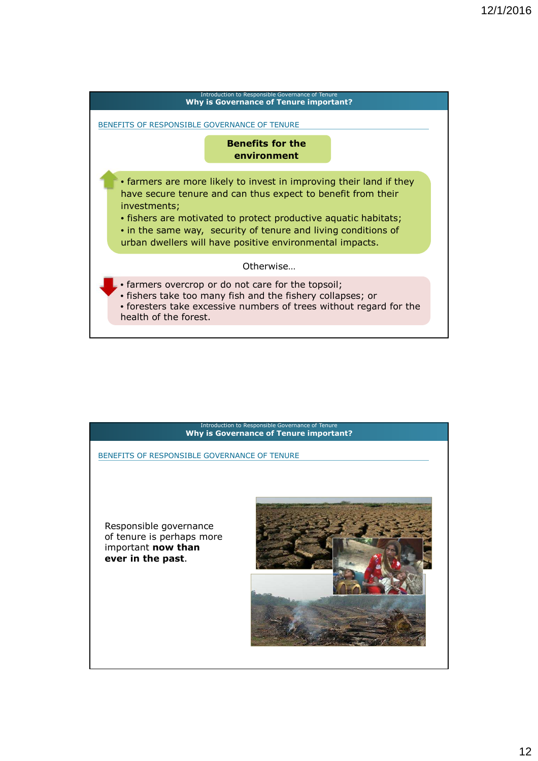Introduction to Responsible Governance of Tenure

## Why is Governance of Tenure important?

BENEFITS OF RESPONSIBLE GOVERNANCE OF TENURE

**Benefits for the environment**

- farmers are more likely to invest in improving their land if they have secure tenure and can thus expect to benefit from their investments;
- fishers are motivated to protect productive aquatic habitats;
- in the same way, security of tenure and living conditions of urban dwellers will have positive environmental impacts.

Otherwise…

- farmers overcrop or do not care for the topsoil;
- fishers take too many fish and the fishery collapses; or
- foresters take excessive numbers of trees without regard for the health of the forest.

Introduction to Responsible Governance of Tenure

## Why is Governance of Tenure important?

BENEFITS OF RESPONSIBLE GOVERNANCE OF TENURE

Responsible governance of tenure is perhaps more important **now than ever in the past**.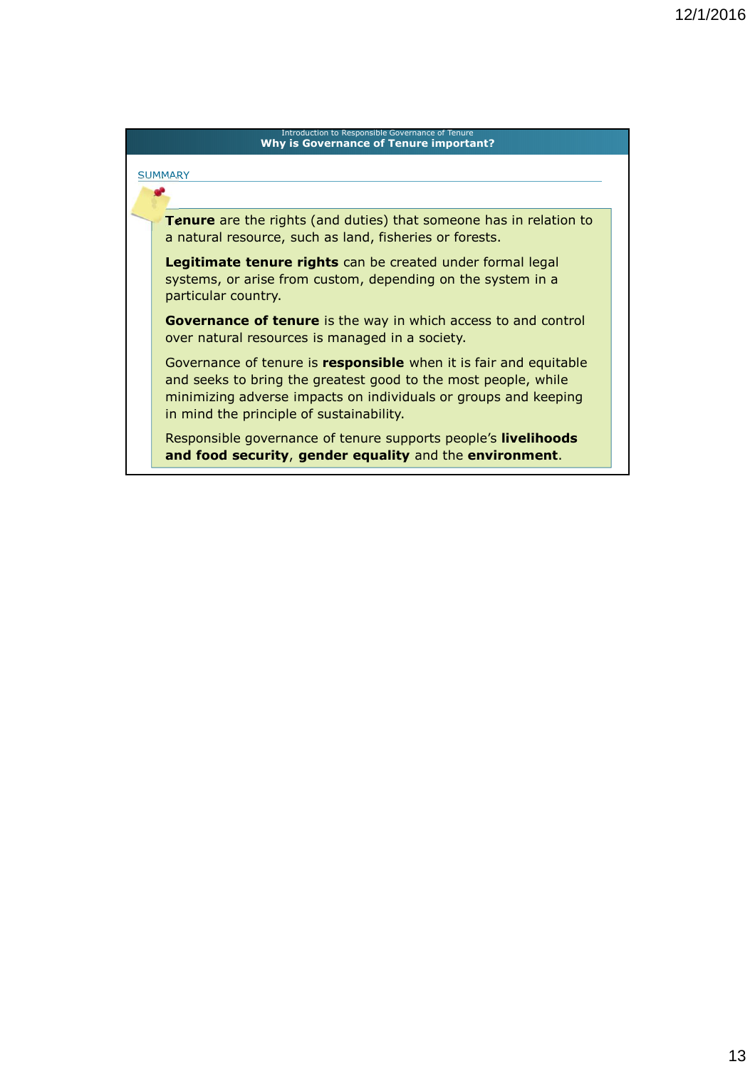Introduction to Responsible Governance of Tenure

## Why is Governance of Tenure important?

SUMMARY

**Tenure** are the rights (and duties) that someone has in relation to a natural resource, such as land, fisheries or forests.

**Legitimate tenure rights** can be created under formal legal systems, or arise from custom, depending on the system in a particular country.

**Governance of tenure** is the way in which access to and control over natural resources is managed in a society.

Governance of tenure is **responsible** when it is fair and equitable and seeks to bring the greatest good to the most people, while minimizing adverse impacts on individuals or groups and keeping in mind the principle of sustainability.

Responsible governance of tenure supports people's **livelihoods and food security**, **gender equality** and the **environment**.